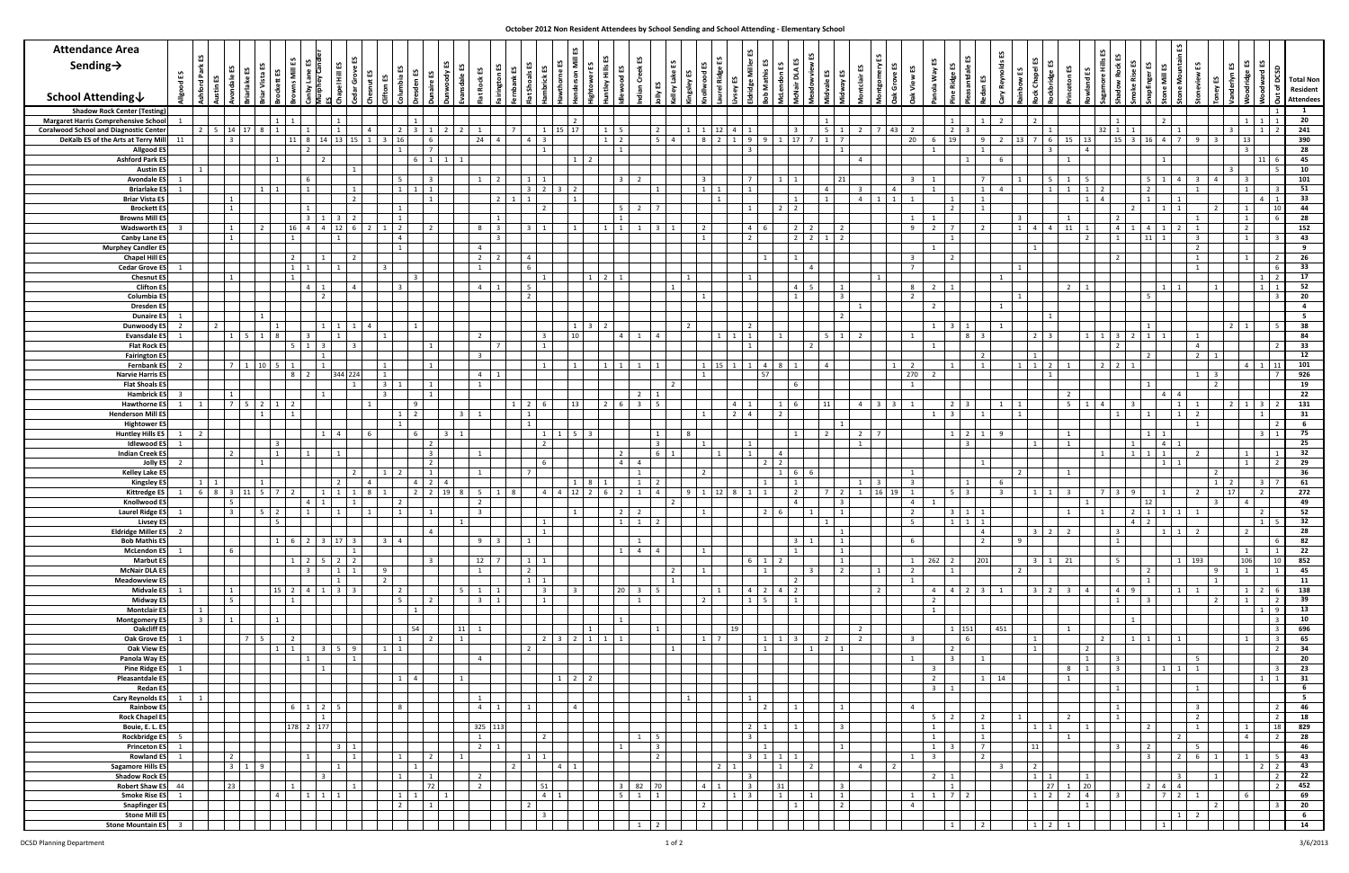# October 2012 Non Resident Attendees by School Sending and School Attending - Elementary School

| School Attending ↓ | Total Non Resident Attendees |
|---|---|
| Shadow Rock Center (Testing) | 1 |
| Margaret Harris Comprehensive School | 20 |
| Coralwood School and Diagnostic Center | 241 |
| DeKalb ES of the Arts at Terry Mill | 390 |
| Allgood ES | 28 |
| Ashford Park ES | 45 |
| Austin ES | 10 |
| Avondale ES | 101 |
| Briarlake ES | 51 |
| Briar Vista ES | 33 |
| Brockett ES | 44 |
| Browns Mill ES | 28 |
| Wadsworth ES | 152 |
| Canby Lane ES | 43 |
| Murphey Candler ES | 9 |
| Chapel Hill ES | 26 |
| Cedar Grove ES | 33 |
| Chesnut ES | 17 |
| Clifton ES | 52 |
| Columbia ES | 20 |
| Dresden ES | 4 |
| Dunaire ES | 5 |
| Dunwoody ES | 38 |
| Evansdale ES | 84 |
| Flat Rock ES | 33 |
| Fairington ES | 12 |
| Fernbank ES | 101 |
| Narvie Harris ES | 926 |
| Flat Shoals ES | 19 |
| Hambrick ES | 22 |
| Hawthorne ES | 131 |
| Henderson Mill ES | 31 |
| Hightower ES | 6 |
| Huntley Hills ES | 75 |
| Idlewood ES | 25 |
| Indian Creek ES | 32 |
| Jolly ES | 29 |
| Kelley Lake ES | 36 |
| Kingsley ES | 61 |
| Kittredge ES | 272 |
| Knollwood ES | 49 |
| Laurel Ridge ES | 52 |
| Livsey ES | 32 |
| Eldridge Miller ES | 28 |
| Bob Mathis ES | 82 |
| McLendon ES | 22 |
| Marbut ES | 852 |
| McNair DLA ES | 45 |
| Meadowview ES | 11 |
| Midvale ES | 138 |
| Midway ES | 39 |
| Montclair ES | 13 |
| Montgomery ES | 10 |
| Oakcliff ES | 696 |
| Oak Grove ES | 65 |
| Oak View ES | 34 |
| Panola Way ES | 20 |
| Pine Ridge ES | 23 |
| Pleasantdale ES | 31 |
| Redan ES | 6 |
| Cary Reynolds ES | 5 |
| Rainbow ES | 46 |
| Rock Chapel ES | 18 |
| Bouie, E. L. ES | 829 |
| Rockbridge ES | 28 |
| Princeton ES | 46 |
| Rowland ES | 43 |
| Sagamore Hills ES | 43 |
| Shadow Rock ES | 22 |
| Robert Shaw ES | 452 |
| Smoke Rise ES | 69 |
| Snapfinger ES | 20 |
| Stone Mill ES | 6 |
| Stone Mountain ES | 14 |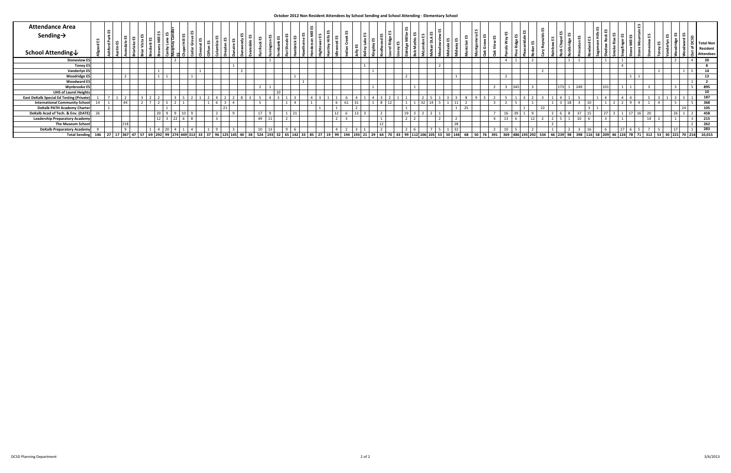# October 2012 Non Resident Attendees by School Sending and School Attending - Elementary School

| Attendance Area Sending→ / School Attending↓ | Allgood ES | Ashford Park ES | Austin ES | Avondale ES | Briarlake ES | Briar Vista ES | Brockett ES | Browns Mill ES | Canby Lane ES | Murphey Candler ES | Chapel Hill ES | Cedar Grove ES | Chesnut ES | Clifton ES | Columbia ES | Dresden ES | Dunaire ES | Dunwoody ES | Evansdale ES | Flat Rock ES | Fairington ES | Fernbank ES | Flat Shoals ES | Hambrick ES | Hawthorne ES | Henderson Mill ES | Hightower ES | Huntley Hills ES | Idlewood ES | Indian Creek ES | Jolly ES | Kelley Lake ES | Kingsley ES | Knollwood ES | Laurel Ridge ES | Livsey ES | Eldridge Miller ES | Bob Mathis ES | McLendon ES | McNair DLA ES | Meadowview ES | Midvale ES | Midway ES | Montclair ES | Montgomery ES | Oak Grove ES | Oak View ES | Panola Way ES | Pine Ridge ES | Pleasantdale ES | Redan ES | Cary Reynolds ES | Rainbow ES | Rock Chapel ES | Rockbridge ES | Princeton ES | Rowland ES | Sagamore Hills ES | Shadow Rock ES | Smoke Rise ES | Snapfinger ES | Stone Mill ES | Stone Mountain ES | Stoneview ES | Toney ES | Vanderlyn ES | Woodridge ES | Woodward ES | Out of DCSD | Total Non Resident Attendees |
|---|---|---|---|---|---|---|---|---|---|---|---|---|---|---|---|---|---|---|---|---|---|---|---|---|---|---|---|---|---|---|---|---|---|---|---|---|---|---|---|---|---|---|---|---|---|---|---|---|---|---|---|---|---|---|---|---|---|---|---|---|---|---|---|---|---|---|---|---|---|
| Stoneview ES | | | | | | | | | | 2 | | | | | | | | | | | 1 | | | | | | | | | | | 1 | | | | | | | | | | | | | | | | 4 | 1 | | 2 | | | | 1 | 1 | | | | 1 | | | 1 | | | | 2 | | 4 | 20 |
| Toney ES | | | | | | | | | | | | | | | | | 1 | | | | | | | | | | | | | | | | | | | | | | | | | 2 | | | | | | | | | | | | | | | | | | | | | 4 | | | | | | | 8 |
| Vanderlyn ES | | | | | | | | 1 | | | | | 1 | | | | | 2 | | | | | | | | | | | | | | 1 | | | | | | | | | | | | | | | | | | | | 2 | | | | | | | | | | | | | 1 | | | 1 | 5 | 14 |
| Woodridge ES | | | | 2 | | | | 1 | 1 | | | 1 | | | | | | | | | | | | 1 | | | | | | | | | | | | | 2 | | | | | | 1 | | | | 2 | | | | | | | | | | | | | | | 1 | 1 | | | | | | | 13 |
| Woodward ES | | | | | | | | | | | | | | | | | | | | | | | | | | 1 | | | | | | | | | | | | | | | | | | | | | | | | | | | | | | | | | | | | | | | | | | | 1 | 2 |
| Wynbrooke ES | | | | | | | | | | | | | | | | | | | | 2 | 1 | | | | | | | | | | | | 1 | | | | | 1 | | | | | | | | | 2 | 3 | 345 | | 3 | | | 173 | 1 | 249 | | | 101 | | 1 | 1 | | 3 | | | 3 | | 5 | 895 |
| UHS of Laurel Heights | | | | | | | | | | | | | | | | | | | | | | 10 | | | | | | | | | | | | | | | | | | | | | | | | | | | | | | | | | | | | | | | | | | | | | | | | 10 |
| East DeKalb Special Ed Testing (Private) | 1 | 7 | 1 | 2 | | 3 | 2 | 2 | 3 | 5 | | 2 | 1 | 2 | 4 | 2 | 2 | 8 | 3 | 5 | 4 | 3 | 1 | 3 | | 4 | 3 | 1 | 1 | 6 | 4 | 1 | 4 | 3 | 2 | 1 | 1 | | 2 | 5 | 1 | 3 | 3 | 8 | 9 | 3 | 2 | 5 | 1 | 3 | 2 | 3 | 1 | 4 | 1 | 5 | | 1 | 4 | | 4 | 4 | | 5 | 3 | 1 | 3 | 3 | 1 | 187 |
| International Community School | 14 | 1 | | 44 | | 2 | 7 | 2 | 5 | 2 | 1 | | | 1 | 6 | 3 | 4 | | | 5 | | | 1 | 4 | | 1 | | | 6 | 61 | 31 | | 1 | 8 | 12 | | 1 | 1 | 32 | 14 | 5 | 1 | 11 | 2 | | | 3 | 2 | 5 | | 1 | | 1 | 3 | 18 | 3 | 10 | | 1 | 2 | 2 | 9 | 4 | 1 | 4 | | 5 | | 5 | 368 |
| DeKalb PATH Academy Charter | | 1 | | | | | | 1 | | | | | | | | 21 | | | | | | | | | | | | | 1 | | 2 | | | | | | 1 | | | | | | | | | | | | | 1 | | 22 | | | | | 3 | 1 | | | | | | | | | | 24 | | 105 |
| DeKalb Acad of Tech. & Env. (DATE) | 26 | | | | | | | 20 | 9 | | 9 | 10 | 9 | | 2 | 1 | 9 | | | 17 | 9 | | 1 | 21 | | | | | 12 | 6 | 13 | 3 | | 2 | | | 19 | 3 | 2 | 2 | 1 | | 1 | 25 | | | 7 | 16 | 39 | 1 | 9 | | 2 | 6 | 8 | 37 | 15 | | 27 | 3 | 1 | 17 | 16 | 20 | | | 26 | 1 | 2 | 458 |
| Leadership Preparatory Academy | | | | | | | | 12 | 3 | 22 | 6 | 8 | | | 3 | | | | | 49 | 11 | | 2 | | | | | | 2 | 3 | | | | 1 | | | 2 | 2 | | 2 | | | 2 | | | | 4 | 13 | 6 | | 12 | 2 | 2 | 5 | 1 | 10 | 6 | | 3 | | 1 | | | 14 | 2 | | 1 | | 3 | 215 |
| The Museum School | | | | 218 | | | | | | | | | | | | | | | | | | | | | | | | | | | | | | 12 | | | | | | | | | 28 | | | | | | | | | | 2 | | | | | | | | | | | | | | | | 2 | 262 |
| DeKalb Preparatory Academy | 9 | | | 9 | | | 1 | 4 | 20 | 4 | 1 | 4 | | 1 | 9 | | 3 | | | 10 | 13 | | 9 | 6 | | | | | 4 | 2 | 3 | 1 | | 2 | | | 2 | 6 | | 7 | 5 | 1 | 32 | | | | 2 | 10 | 5 | | 2 | | 1 | | 2 | 3 | 16 | | 6 | | 27 | 6 | 5 | 7 | 5 | | 17 | | 1 | 283 |
| Total Sending | 146 | 27 | 17 | 367 | 47 | 57 | 69 | 292 | 99 | 274 | 449 | 313 | 33 | 37 | 96 | 125 | 145 | 40 | 38 | 524 | 193 | 32 | 65 | 142 | 33 | 85 | 27 | 19 | 99 | 194 | 193 | 21 | 29 | 64 | 70 | 43 | 99 | 112 | 106 | 105 | 53 | 50 | 144 | 68 | 50 | 76 | 391 | 369 | 486 | 193 | 292 | 534 | 46 | 239 | 98 | 398 | 116 | 58 | 209 | 46 | 124 | 78 | 71 | 312 | 53 | 30 | 221 | 70 | 214 | 10,015 |

DCSD Planning Department

3/6/2013